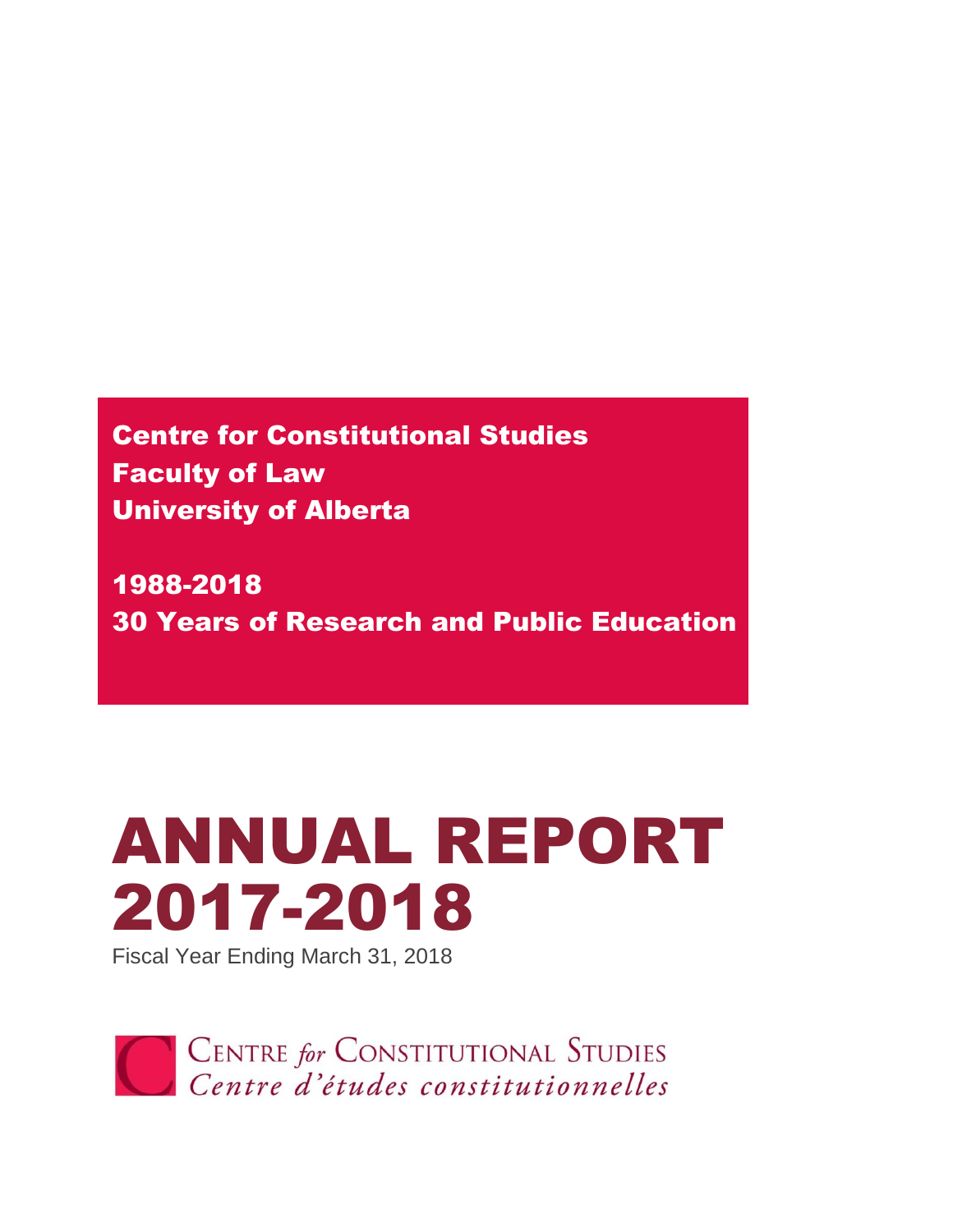**Centre for Constitutional Studies**
**Faculty of Law**
**University of Alberta**

**1988-2018**
**30 Years of Research and Public Education**

# ANNUAL REPORT 2017-2018

Fiscal Year Ending March 31, 2018

CENTRE *for* CONSTITUTIONAL STUDIES
*Centre d'études constitutionnelles*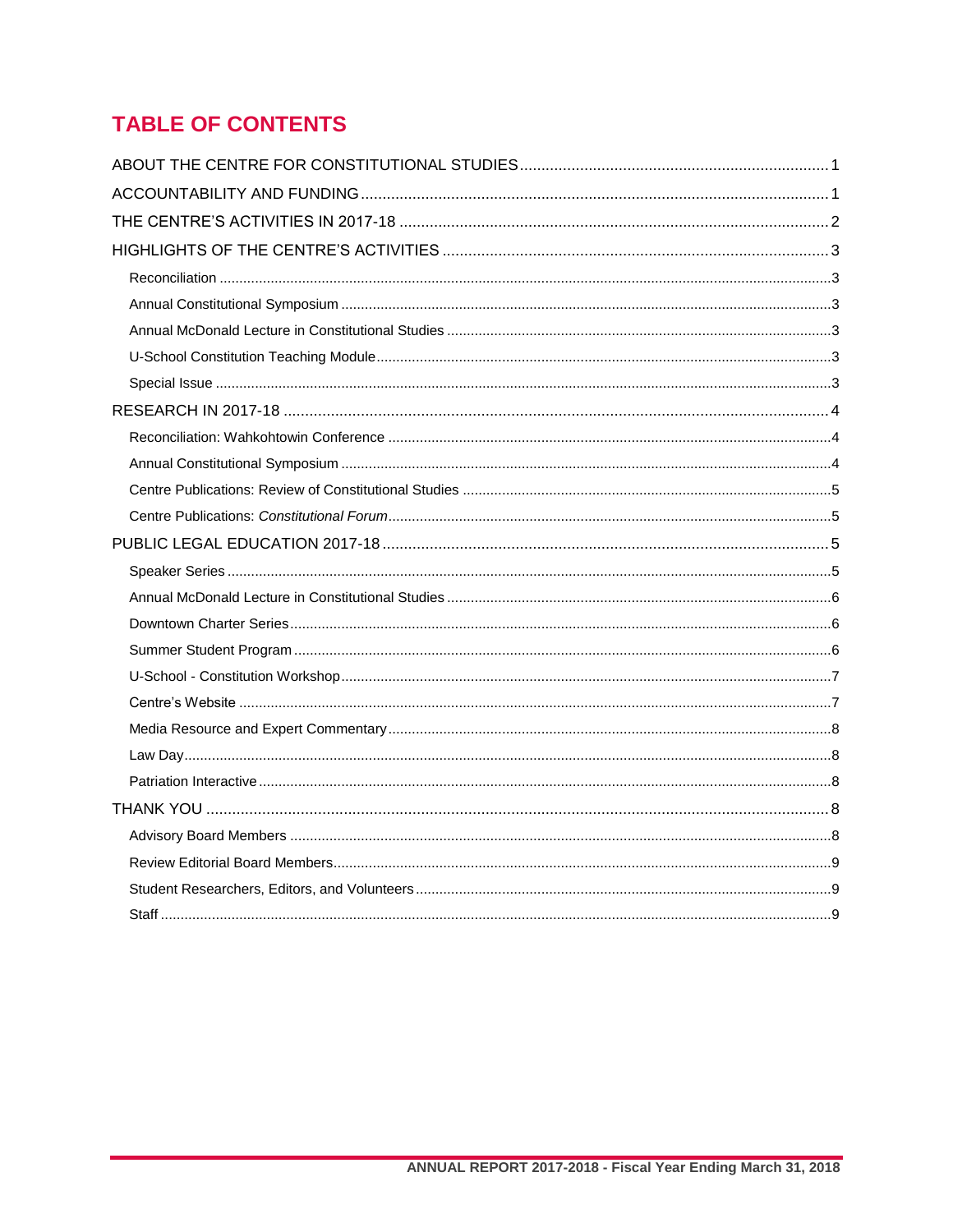# TABLE OF CONTENTS

- ABOUT THE CENTRE FOR CONSTITUTIONAL STUDIES ........ 1
- ACCOUNTABILITY AND FUNDING ........ 1
- THE CENTRE'S ACTIVITIES IN 2017-18 ........ 2
- HIGHLIGHTS OF THE CENTRE'S ACTIVITIES ........ 3
  - Reconciliation ........ 3
  - Annual Constitutional Symposium ........ 3
  - Annual McDonald Lecture in Constitutional Studies ........ 3
  - U-School Constitution Teaching Module ........ 3
  - Special Issue ........ 3
- RESEARCH IN 2017-18 ........ 4
  - Reconciliation: Wahkohtowin Conference ........ 4
  - Annual Constitutional Symposium ........ 4
  - Centre Publications: Review of Constitutional Studies ........ 5
  - Centre Publications: *Constitutional Forum* ........ 5
- PUBLIC LEGAL EDUCATION 2017-18 ........ 5
  - Speaker Series ........ 5
  - Annual McDonald Lecture in Constitutional Studies ........ 6
  - Downtown Charter Series ........ 6
  - Summer Student Program ........ 6
  - U-School - Constitution Workshop ........ 7
  - Centre's Website ........ 7
  - Media Resource and Expert Commentary ........ 8
  - Law Day ........ 8
  - Patriation Interactive ........ 8
- THANK YOU ........ 8
  - Advisory Board Members ........ 8
  - Review Editorial Board Members ........ 9
  - Student Researchers, Editors, and Volunteers ........ 9
  - Staff ........ 9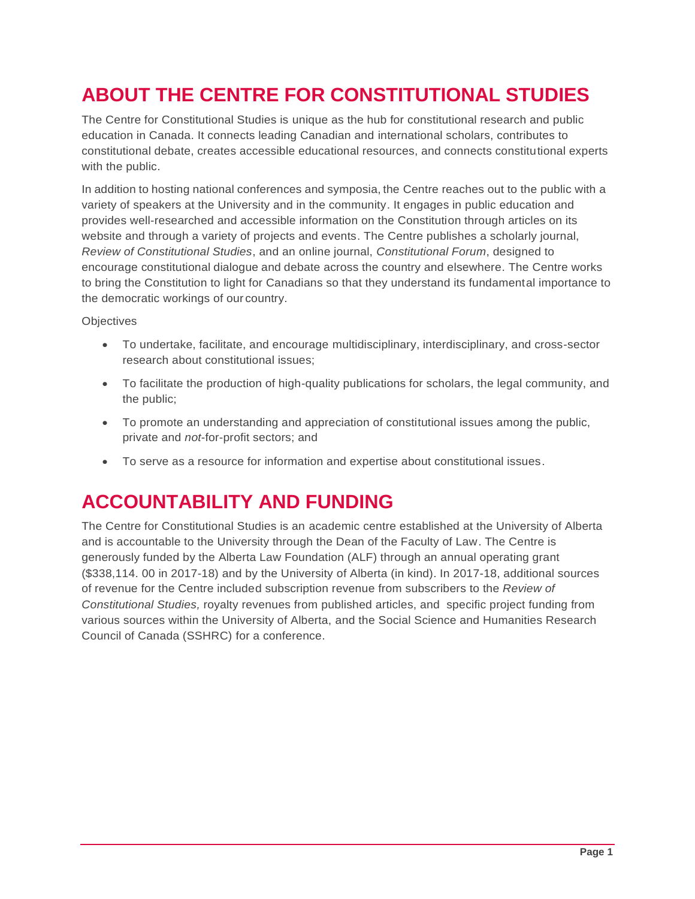# ABOUT THE CENTRE FOR CONSTITUTIONAL STUDIES

The Centre for Constitutional Studies is unique as the hub for constitutional research and public education in Canada. It connects leading Canadian and international scholars, contributes to constitutional debate, creates accessible educational resources, and connects constitutional experts with the public.

In addition to hosting national conferences and symposia, the Centre reaches out to the public with a variety of speakers at the University and in the community. It engages in public education and provides well-researched and accessible information on the Constitution through articles on its website and through a variety of projects and events. The Centre publishes a scholarly journal, *Review of Constitutional Studies*, and an online journal, *Constitutional Forum*, designed to encourage constitutional dialogue and debate across the country and elsewhere. The Centre works to bring the Constitution to light for Canadians so that they understand its fundamental importance to the democratic workings of our country.

Objectives

- To undertake, facilitate, and encourage multidisciplinary, interdisciplinary, and cross-sector research about constitutional issues;
- To facilitate the production of high-quality publications for scholars, the legal community, and the public;
- To promote an understanding and appreciation of constitutional issues among the public, private and *not*-for-profit sectors; and
- To serve as a resource for information and expertise about constitutional issues.

# ACCOUNTABILITY AND FUNDING

The Centre for Constitutional Studies is an academic centre established at the University of Alberta and is accountable to the University through the Dean of the Faculty of Law. The Centre is generously funded by the Alberta Law Foundation (ALF) through an annual operating grant ($338,114. 00 in 2017-18) and by the University of Alberta (in kind). In 2017-18, additional sources of revenue for the Centre included subscription revenue from subscribers to the *Review of Constitutional Studies,* royalty revenues from published articles, and specific project funding from various sources within the University of Alberta, and the Social Science and Humanities Research Council of Canada (SSHRC) for a conference.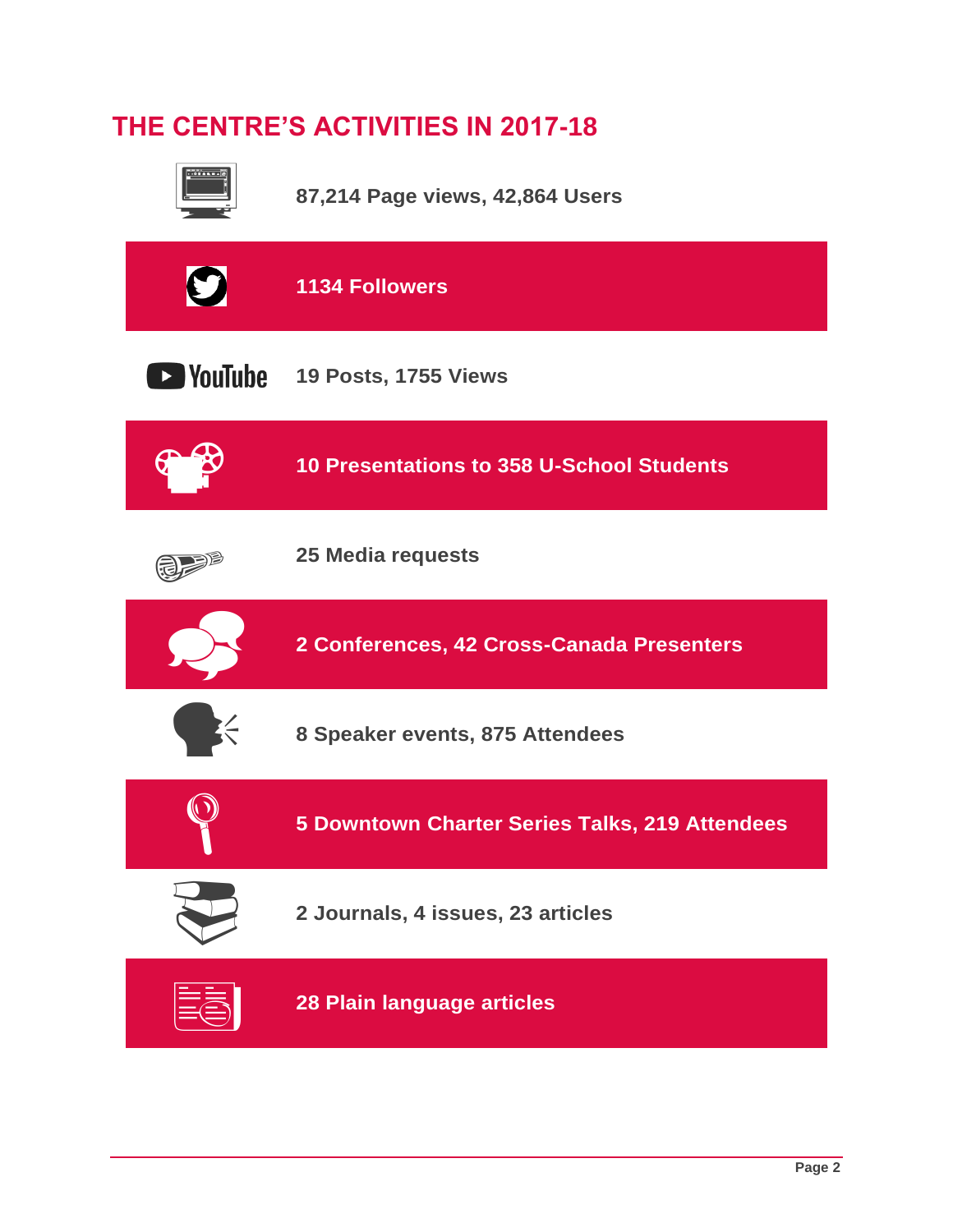## THE CENTRE'S ACTIVITIES IN 2017-18

87,214 Page views, 42,864 Users

1134 Followers

YouTube 19 Posts, 1755 Views

10 Presentations to 358 U-School Students

25 Media requests

2 Conferences, 42 Cross-Canada Presenters

8 Speaker events, 875 Attendees

5 Downtown Charter Series Talks, 219 Attendees

2 Journals, 4 issues, 23 articles

28 Plain language articles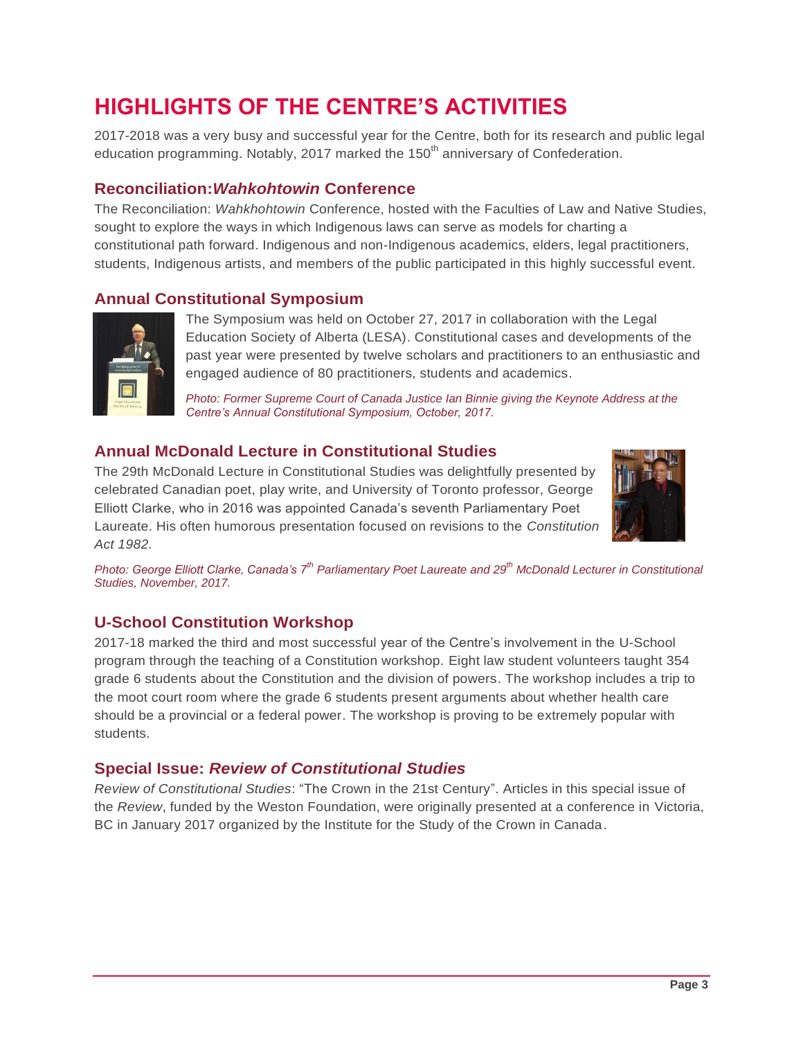# HIGHLIGHTS OF THE CENTRE'S ACTIVITIES

2017-2018 was a very busy and successful year for the Centre, both for its research and public legal education programming. Notably, 2017 marked the 150th anniversary of Confederation.

## Reconciliation:*Wahkohtowin* Conference

The Reconciliation: *Wahkhohtowin* Conference, hosted with the Faculties of Law and Native Studies, sought to explore the ways in which Indigenous laws can serve as models for charting a constitutional path forward. Indigenous and non-Indigenous academics, elders, legal practitioners, students, Indigenous artists, and members of the public participated in this highly successful event.

## Annual Constitutional Symposium

The Symposium was held on October 27, 2017 in collaboration with the Legal Education Society of Alberta (LESA). Constitutional cases and developments of the past year were presented by twelve scholars and practitioners to an enthusiastic and engaged audience of 80 practitioners, students and academics.

*Photo: Former Supreme Court of Canada Justice Ian Binnie giving the Keynote Address at the Centre's Annual Constitutional Symposium, October, 2017.*

## Annual McDonald Lecture in Constitutional Studies

The 29th McDonald Lecture in Constitutional Studies was delightfully presented by celebrated Canadian poet, play write, and University of Toronto professor, George Elliott Clarke, who in 2016 was appointed Canada's seventh Parliamentary Poet Laureate. His often humorous presentation focused on revisions to the *Constitution Act 1982.*

*Photo: George Elliott Clarke, Canada's 7th Parliamentary Poet Laureate and 29th McDonald Lecturer in Constitutional Studies, November, 2017.*

## U-School Constitution Workshop

2017-18 marked the third and most successful year of the Centre's involvement in the U-School program through the teaching of a Constitution workshop. Eight law student volunteers taught 354 grade 6 students about the Constitution and the division of powers. The workshop includes a trip to the moot court room where the grade 6 students present arguments about whether health care should be a provincial or a federal power. The workshop is proving to be extremely popular with students.

## Special Issue: *Review of Constitutional Studies*

*Review of Constitutional Studies*: "The Crown in the 21st Century". Articles in this special issue of the *Review*, funded by the Weston Foundation, were originally presented at a conference in Victoria, BC in January 2017 organized by the Institute for the Study of the Crown in Canada.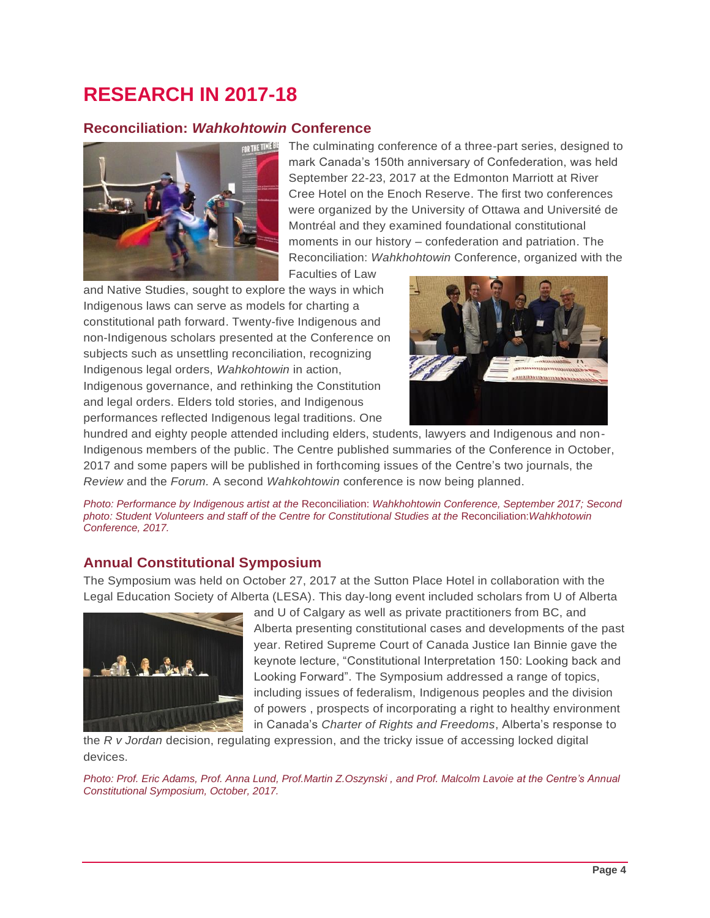# RESEARCH IN 2017-18

## Reconciliation: *Wahkohtowin* Conference

The culminating conference of a three-part series, designed to mark Canada's 150th anniversary of Confederation, was held September 22-23, 2017 at the Edmonton Marriott at River Cree Hotel on the Enoch Reserve. The first two conferences were organized by the University of Ottawa and Université de Montréal and they examined foundational constitutional moments in our history – confederation and patriation. The Reconciliation: *Wahkhohtowin* Conference, organized with the Faculties of Law and Native Studies, sought to explore the ways in which Indigenous laws can serve as models for charting a constitutional path forward. Twenty-five Indigenous and non-Indigenous scholars presented at the Conference on subjects such as unsettling reconciliation, recognizing Indigenous legal orders, *Wahkohtowin* in action, Indigenous governance, and rethinking the Constitution and legal orders. Elders told stories, and Indigenous performances reflected Indigenous legal traditions. One hundred and eighty people attended including elders, students, lawyers and Indigenous and non-Indigenous members of the public. The Centre published summaries of the Conference in October, 2017 and some papers will be published in forthcoming issues of the Centre's two journals, the *Review* and the *Forum.* A second *Wahkohtowin* conference is now being planned.

*Photo: Performance by Indigenous artist at the* Reconciliation: *Wahkhohtowin Conference, September 2017; Second photo: Student Volunteers and staff of the Centre for Constitutional Studies at the* Reconciliation:*Wahkhotowin Conference, 2017.*

## Annual Constitutional Symposium

The Symposium was held on October 27, 2017 at the Sutton Place Hotel in collaboration with the Legal Education Society of Alberta (LESA). This day-long event included scholars from U of Alberta and U of Calgary as well as private practitioners from BC, and Alberta presenting constitutional cases and developments of the past year. Retired Supreme Court of Canada Justice Ian Binnie gave the keynote lecture, "Constitutional Interpretation 150: Looking back and Looking Forward". The Symposium addressed a range of topics, including issues of federalism, Indigenous peoples and the division of powers , prospects of incorporating a right to healthy environment in Canada's *Charter of Rights and Freedoms*, Alberta's response to the *R v Jordan* decision, regulating expression, and the tricky issue of accessing locked digital devices.

*Photo: Prof. Eric Adams, Prof. Anna Lund, Prof.Martin Z.Oszynski , and Prof. Malcolm Lavoie at the Centre's Annual Constitutional Symposium, October, 2017.*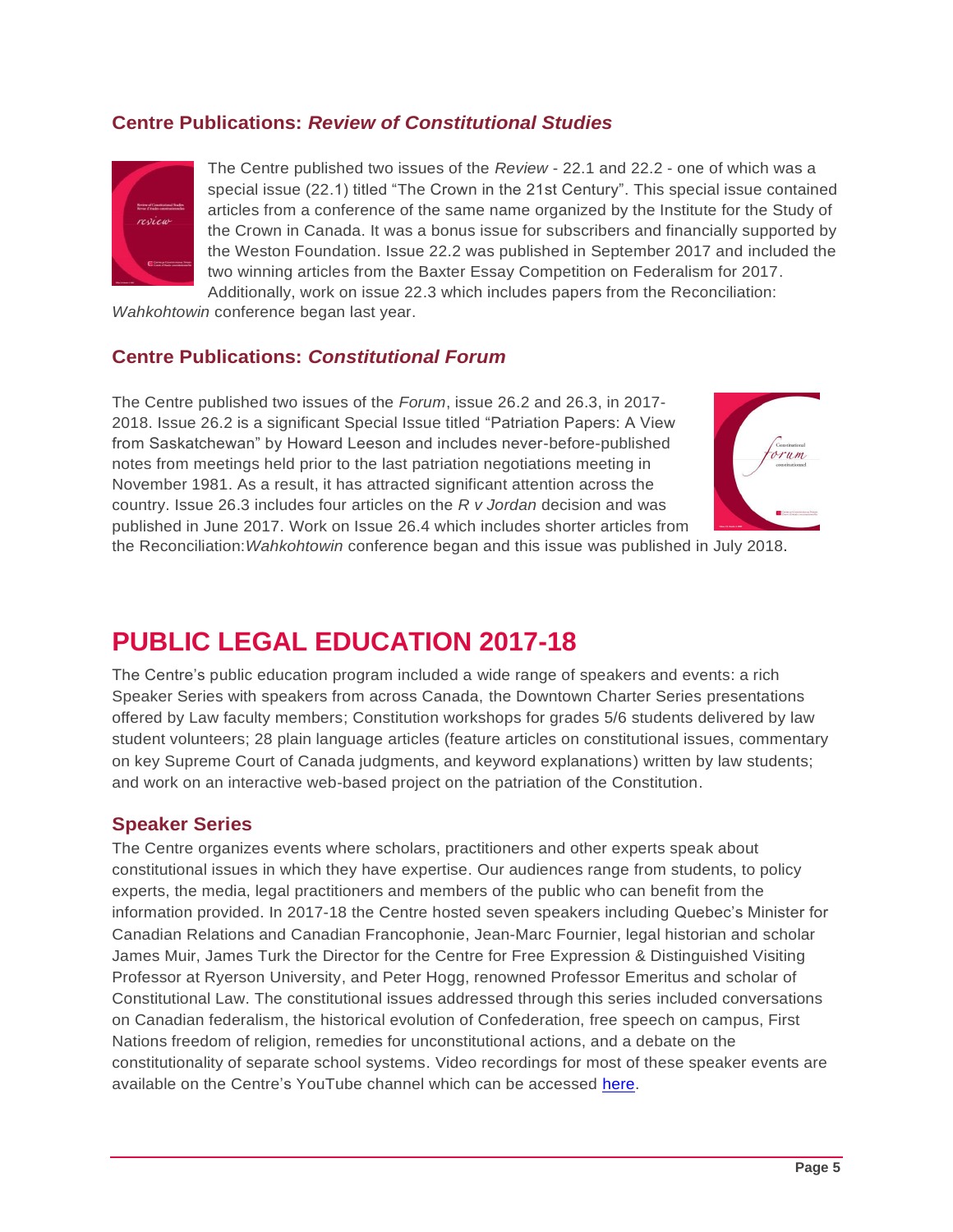## Centre Publications: *Review of Constitutional Studies*

The Centre published two issues of the *Review* - 22.1 and 22.2 - one of which was a special issue (22.1) titled "The Crown in the 21st Century". This special issue contained articles from a conference of the same name organized by the Institute for the Study of the Crown in Canada. It was a bonus issue for subscribers and financially supported by the Weston Foundation. Issue 22.2 was published in September 2017 and included the two winning articles from the Baxter Essay Competition on Federalism for 2017. Additionally, work on issue 22.3 which includes papers from the Reconciliation: *Wahkohtowin* conference began last year.

## Centre Publications: *Constitutional Forum*

The Centre published two issues of the *Forum*, issue 26.2 and 26.3, in 2017-2018. Issue 26.2 is a significant Special Issue titled "Patriation Papers: A View from Saskatchewan" by Howard Leeson and includes never-before-published notes from meetings held prior to the last patriation negotiations meeting in November 1981. As a result, it has attracted significant attention across the country. Issue 26.3 includes four articles on the *R v Jordan* decision and was published in June 2017. Work on Issue 26.4 which includes shorter articles from the Reconciliation:*Wahkohtowin* conference began and this issue was published in July 2018.

# PUBLIC LEGAL EDUCATION 2017-18

The Centre's public education program included a wide range of speakers and events: a rich Speaker Series with speakers from across Canada, the Downtown Charter Series presentations offered by Law faculty members; Constitution workshops for grades 5/6 students delivered by law student volunteers; 28 plain language articles (feature articles on constitutional issues, commentary on key Supreme Court of Canada judgments, and keyword explanations) written by law students; and work on an interactive web-based project on the patriation of the Constitution.

## Speaker Series

The Centre organizes events where scholars, practitioners and other experts speak about constitutional issues in which they have expertise. Our audiences range from students, to policy experts, the media, legal practitioners and members of the public who can benefit from the information provided. In 2017-18 the Centre hosted seven speakers including Quebec's Minister for Canadian Relations and Canadian Francophonie, Jean-Marc Fournier, legal historian and scholar James Muir, James Turk the Director for the Centre for Free Expression & Distinguished Visiting Professor at Ryerson University, and Peter Hogg, renowned Professor Emeritus and scholar of Constitutional Law. The constitutional issues addressed through this series included conversations on Canadian federalism, the historical evolution of Confederation, free speech on campus, First Nations freedom of religion, remedies for unconstitutional actions, and a debate on the constitutionality of separate school systems. Video recordings for most of these speaker events are available on the Centre's YouTube channel which can be accessed here.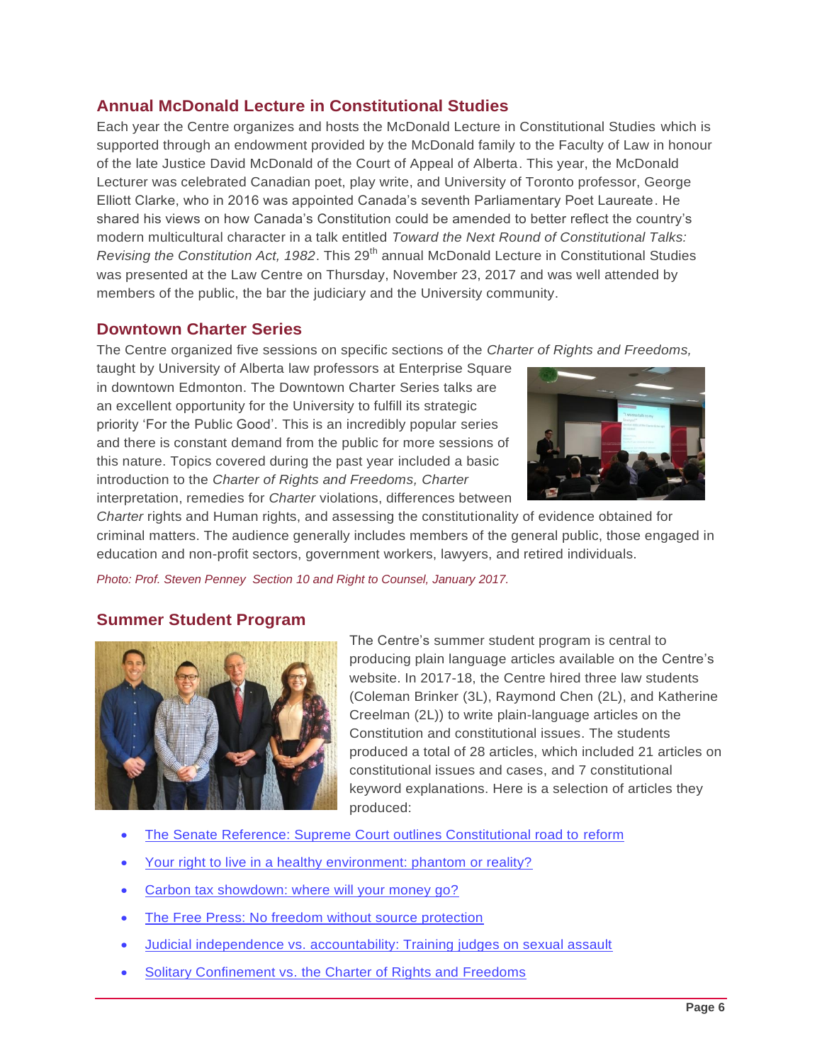## Annual McDonald Lecture in Constitutional Studies

Each year the Centre organizes and hosts the McDonald Lecture in Constitutional Studies which is supported through an endowment provided by the McDonald family to the Faculty of Law in honour of the late Justice David McDonald of the Court of Appeal of Alberta. This year, the McDonald Lecturer was celebrated Canadian poet, play write, and University of Toronto professor, George Elliott Clarke, who in 2016 was appointed Canada's seventh Parliamentary Poet Laureate. He shared his views on how Canada's Constitution could be amended to better reflect the country's modern multicultural character in a talk entitled *Toward the Next Round of Constitutional Talks: Revising the Constitution Act, 1982*. This 29th annual McDonald Lecture in Constitutional Studies was presented at the Law Centre on Thursday, November 23, 2017 and was well attended by members of the public, the bar the judiciary and the University community.

## Downtown Charter Series

The Centre organized five sessions on specific sections of the *Charter of Rights and Freedoms,* taught by University of Alberta law professors at Enterprise Square in downtown Edmonton. The Downtown Charter Series talks are an excellent opportunity for the University to fulfill its strategic priority 'For the Public Good'. This is an incredibly popular series and there is constant demand from the public for more sessions of this nature. Topics covered during the past year included a basic introduction to the *Charter of Rights and Freedoms, Charter* interpretation, remedies for *Charter* violations, differences between *Charter* rights and Human rights, and assessing the constitutionality of evidence obtained for criminal matters. The audience generally includes members of the general public, those engaged in education and non-profit sectors, government workers, lawyers, and retired individuals.

*Photo: Prof. Steven Penney Section 10 and Right to Counsel, January 2017.*

## Summer Student Program

The Centre's summer student program is central to producing plain language articles available on the Centre's website. In 2017-18, the Centre hired three law students (Coleman Brinker (3L), Raymond Chen (2L), and Katherine Creelman (2L)) to write plain-language articles on the Constitution and constitutional issues. The students produced a total of 28 articles, which included 21 articles on constitutional issues and cases, and 7 constitutional keyword explanations. Here is a selection of articles they produced:

- The Senate Reference: Supreme Court outlines Constitutional road to reform
- Your right to live in a healthy environment: phantom or reality?
- Carbon tax showdown: where will your money go?
- The Free Press: No freedom without source protection
- Judicial independence vs. accountability: Training judges on sexual assault
- Solitary Confinement vs. the Charter of Rights and Freedoms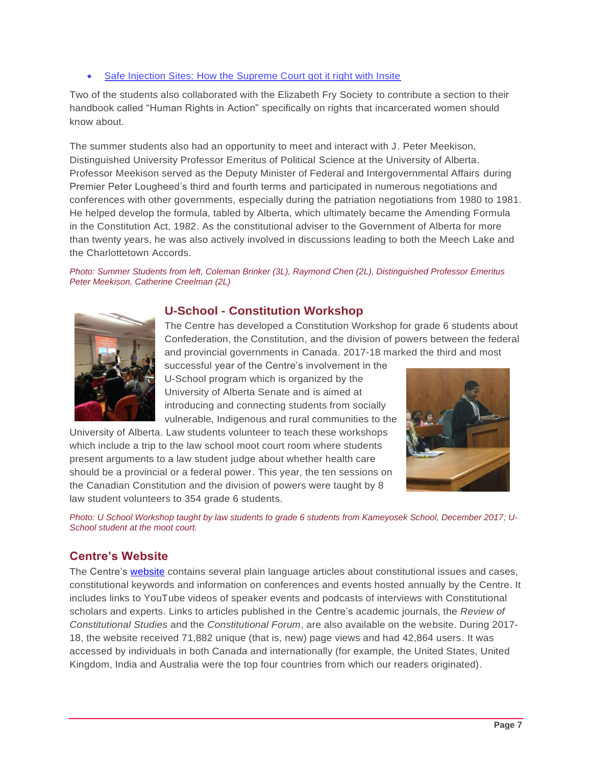- [Safe Injection Sites: How the Supreme Court got it right with Insite]()

Two of the students also collaborated with the Elizabeth Fry Society to contribute a section to their handbook called "Human Rights in Action" specifically on rights that incarcerated women should know about.

The summer students also had an opportunity to meet and interact with J. Peter Meekison, Distinguished University Professor Emeritus of Political Science at the University of Alberta. Professor Meekison served as the Deputy Minister of Federal and Intergovernmental Affairs during Premier Peter Lougheed's third and fourth terms and participated in numerous negotiations and conferences with other governments, especially during the patriation negotiations from 1980 to 1981. He helped develop the formula, tabled by Alberta, which ultimately became the Amending Formula in the Constitution Act, 1982. As the constitutional adviser to the Government of Alberta for more than twenty years, he was also actively involved in discussions leading to both the Meech Lake and the Charlottetown Accords.

*Photo: Summer Students from left, Coleman Brinker (3L), Raymond Chen (2L), Distinguished Professor Emeritus Peter Meekison, Catherine Creelman (2L)*

## U-School - Constitution Workshop

The Centre has developed a Constitution Workshop for grade 6 students about Confederation, the Constitution, and the division of powers between the federal and provincial governments in Canada. 2017-18 marked the third and most successful year of the Centre's involvement in the U-School program which is organized by the University of Alberta Senate and is aimed at introducing and connecting students from socially vulnerable, Indigenous and rural communities to the University of Alberta. Law students volunteer to teach these workshops which include a trip to the law school moot court room where students present arguments to a law student judge about whether health care should be a provincial or a federal power. This year, the ten sessions on the Canadian Constitution and the division of powers were taught by 8 law student volunteers to 354 grade 6 students.

*Photo: U School Workshop taught by law students to grade 6 students from Kameyosek School, December 2017; U-School student at the moot court.*

## Centre's Website

The Centre's [website]() contains several plain language articles about constitutional issues and cases, constitutional keywords and information on conferences and events hosted annually by the Centre. It includes links to YouTube videos of speaker events and podcasts of interviews with Constitutional scholars and experts. Links to articles published in the Centre's academic journals, the *Review of Constitutional Studies* and the *Constitutional Forum*, are also available on the website. During 2017-18, the website received 71,882 unique (that is, new) page views and had 42,864 users. It was accessed by individuals in both Canada and internationally (for example, the United States, United Kingdom, India and Australia were the top four countries from which our readers originated).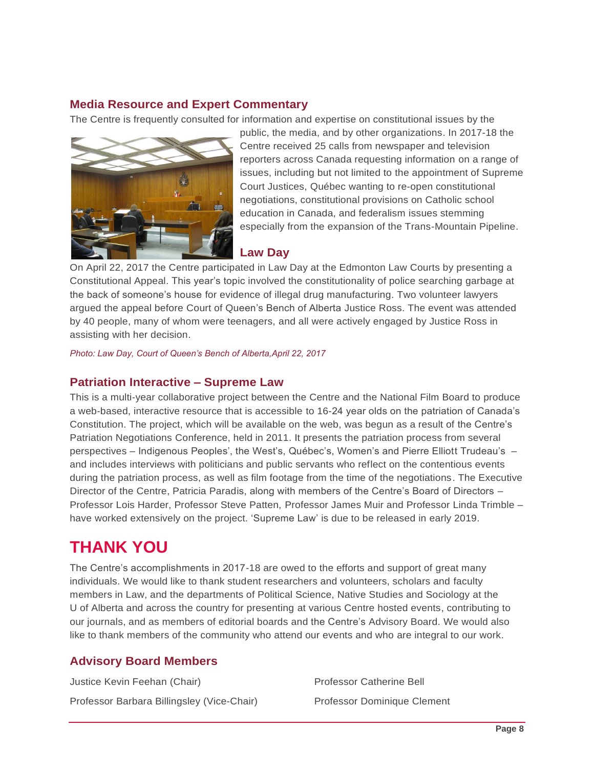## Media Resource and Expert Commentary

The Centre is frequently consulted for information and expertise on constitutional issues by the public, the media, and by other organizations. In 2017-18 the Centre received 25 calls from newspaper and television reporters across Canada requesting information on a range of issues, including but not limited to the appointment of Supreme Court Justices, Québec wanting to re-open constitutional negotiations, constitutional provisions on Catholic school education in Canada, and federalism issues stemming especially from the expansion of the Trans-Mountain Pipeline.

## Law Day

On April 22, 2017 the Centre participated in Law Day at the Edmonton Law Courts by presenting a Constitutional Appeal. This year's topic involved the constitutionality of police searching garbage at the back of someone's house for evidence of illegal drug manufacturing. Two volunteer lawyers argued the appeal before Court of Queen's Bench of Alberta Justice Ross. The event was attended by 40 people, many of whom were teenagers, and all were actively engaged by Justice Ross in assisting with her decision.

*Photo: Law Day, Court of Queen's Bench of Alberta,April 22, 2017*

## Patriation Interactive – Supreme Law

This is a multi-year collaborative project between the Centre and the National Film Board to produce a web-based, interactive resource that is accessible to 16-24 year olds on the patriation of Canada's Constitution. The project, which will be available on the web, was begun as a result of the Centre's Patriation Negotiations Conference, held in 2011. It presents the patriation process from several perspectives – Indigenous Peoples', the West's, Québec's, Women's and Pierre Elliott Trudeau's – and includes interviews with politicians and public servants who reflect on the contentious events during the patriation process, as well as film footage from the time of the negotiations. The Executive Director of the Centre, Patricia Paradis, along with members of the Centre's Board of Directors – Professor Lois Harder, Professor Steve Patten, Professor James Muir and Professor Linda Trimble – have worked extensively on the project. 'Supreme Law' is due to be released in early 2019.

# THANK YOU

The Centre's accomplishments in 2017-18 are owed to the efforts and support of great many individuals. We would like to thank student researchers and volunteers, scholars and faculty members in Law, and the departments of Political Science, Native Studies and Sociology at the U of Alberta and across the country for presenting at various Centre hosted events, contributing to our journals, and as members of editorial boards and the Centre's Advisory Board. We would also like to thank members of the community who attend our events and who are integral to our work.

## Advisory Board Members

Justice Kevin Feehan (Chair)

Professor Barbara Billingsley (Vice-Chair)

Professor Catherine Bell

Professor Dominique Clement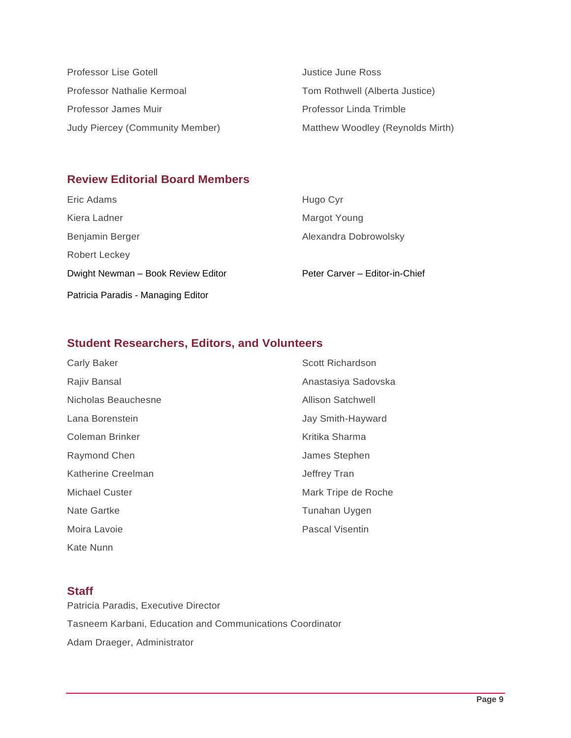Professor Lise Gotell

Professor Nathalie Kermoal

Professor James Muir

Judy Piercey (Community Member)

Justice June Ross

Tom Rothwell (Alberta Justice)

Professor Linda Trimble

Matthew Woodley (Reynolds Mirth)

## Review Editorial Board Members

Eric Adams

Kiera Ladner

Benjamin Berger

Robert Leckey

Hugo Cyr

Margot Young

Alexandra Dobrowolsky

Dwight Newman – Book Review Editor

Peter Carver – Editor-in-Chief

Patricia Paradis - Managing Editor

## Student Researchers, Editors, and Volunteers

Carly Baker

Rajiv Bansal

Nicholas Beauchesne

Lana Borenstein

Coleman Brinker

Raymond Chen

Katherine Creelman

Michael Custer

Nate Gartke

Moira Lavoie

Kate Nunn

Scott Richardson

Anastasiya Sadovska

Allison Satchwell

Jay Smith-Hayward

Kritika Sharma

James Stephen

Jeffrey Tran

Mark Tripe de Roche

Tunahan Uygen

Pascal Visentin

## Staff

Patricia Paradis, Executive Director

Tasneem Karbani, Education and Communications Coordinator

Adam Draeger, Administrator